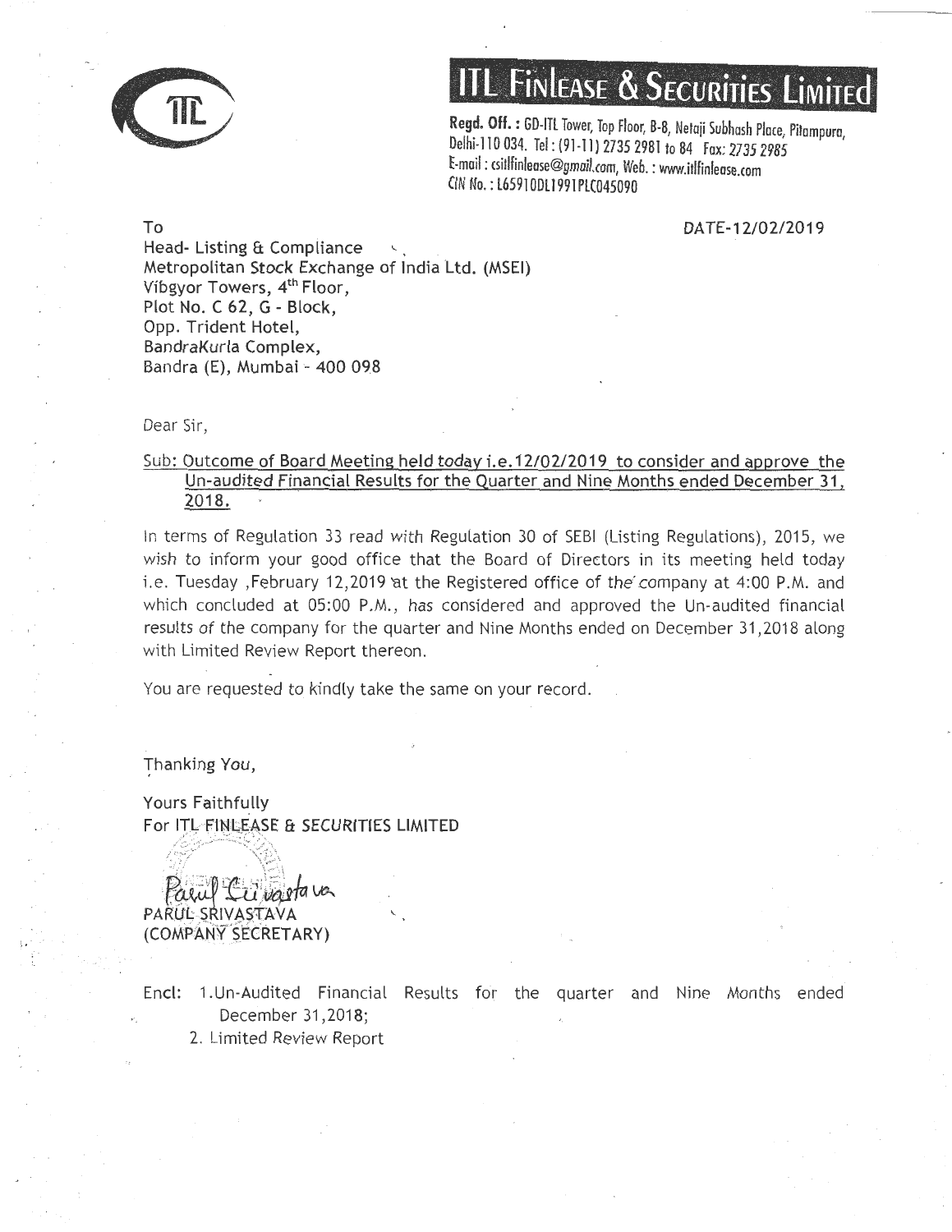# ITL FINLEASE & SECURITIES LIMITED

**Regd. Off. :** GD-ITL Tower, Top Floor, B-8, Netaji Subhash Place, Pitampura, Delhi-110 034. Tel : (91-11) 2735 2981 to 84 Fax: 2735 2985
E-mail : csitlfinlease@gmail.com, Web. : www.itlfinlease.com
CIN No. : L65910DL1991PLC045090

DATE-12/02/2019

To
Head- Listing & Compliance
Metropolitan Stock Exchange of India Ltd. (MSEI)
Vibgyor Towers, 4th Floor,
Plot No. C 62, G - Block,
Opp. Trident Hotel,
BandraKurla Complex,
Bandra (E), Mumbai - 400 098

Dear Sir,

Sub: Outcome of Board Meeting held today i.e.12/02/2019 to consider and approve the Un-audited Financial Results for the Quarter and Nine Months ended December 31, 2018.

In terms of Regulation 33 read with Regulation 30 of SEBI (Listing Regulations), 2015, we wish to inform your good office that the Board of Directors in its meeting held today i.e. Tuesday ,February 12,2019 at the Registered office of the company at 4:00 P.M. and which concluded at 05:00 P.M., has considered and approved the Un-audited financial results of the company for the quarter and Nine Months ended on December 31,2018 along with Limited Review Report thereon.

You are requested to kindly take the same on your record.

Thanking You,

Yours Faithfully
For ITL FINLEASE & SECURITIES LIMITED

PARUL SRIVASTAVA
(COMPANY SECRETARY)

Encl: 1.Un-Audited Financial Results for the quarter and Nine Months ended December 31,2018;
2. Limited Review Report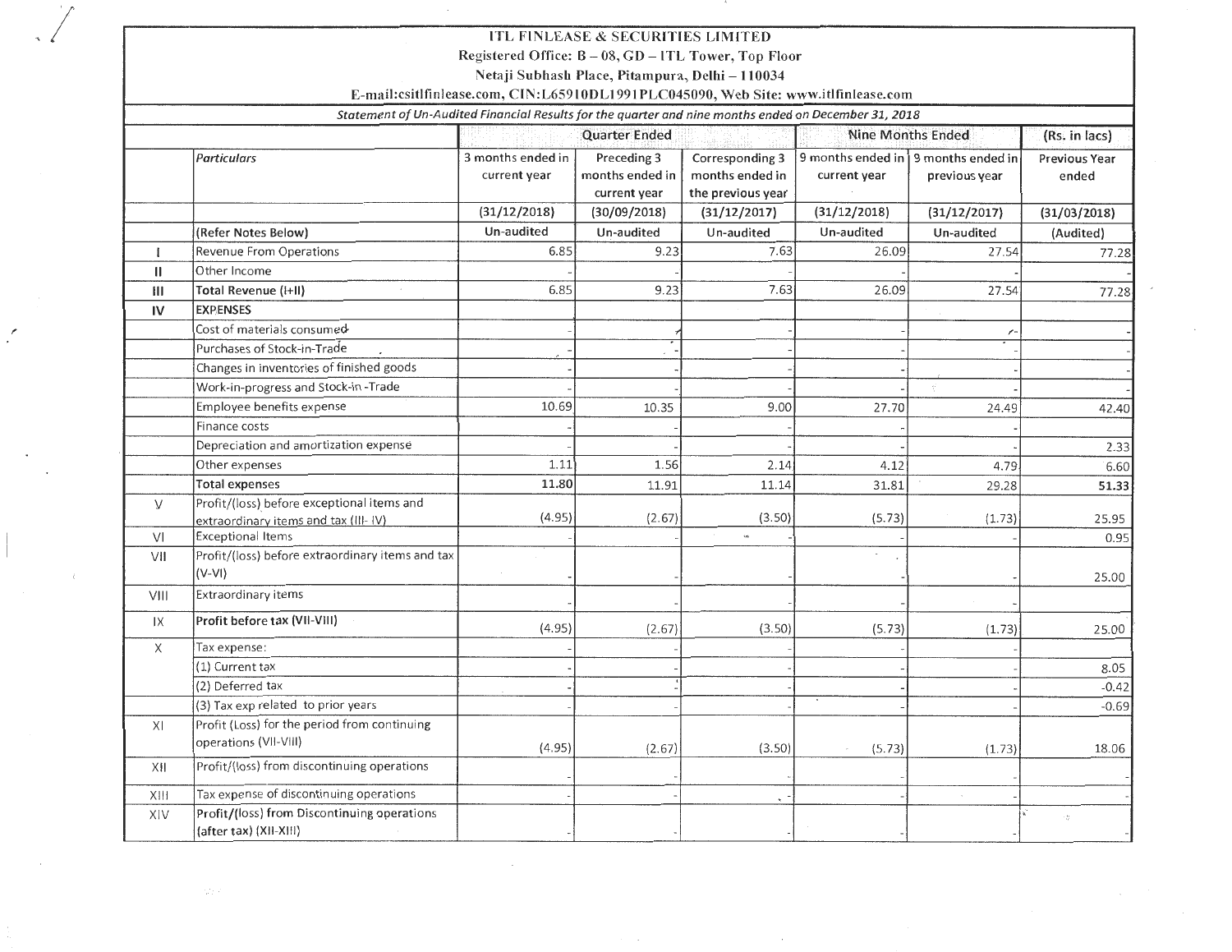# ITL FINLEASE & SECURITIES LIMITED

Registered Office: B – 08, GD – ITL Tower, Top Floor

Netaji Subhash Place, Pitampura, Delhi – 110034

E-mail:csitlfinlease.com, CIN:L65910DL1991PLC045090, Web Site: www.itlfinlease.com

*Statement of Un-Audited Financial Results for the quarter and nine months ended on December 31, 2018*

| | | Quarter Ended | | | Nine Months Ended | | (Rs. in lacs) |
|---|---|---|---|---|---|---|---|
| | *Particulars* | 3 months ended in current year | Preceding 3 months ended in current year | Corresponding 3 months ended in the previous year | 9 months ended in current year | 9 months ended in previous year | Previous Year ended |
| | | (31/12/2018) | (30/09/2018) | (31/12/2017) | (31/12/2018) | (31/12/2017) | (31/03/2018) |
| | (Refer Notes Below) | Un-audited | Un-audited | Un-audited | Un-audited | Un-audited | (Audited) |
| I | Revenue From Operations | 6.85 | 9.23 | 7.63 | 26.09 | 27.54 | 77.28 |
| II | Other Income | - | - | - | - | - | - |
| III | **Total Revenue (I+II)** | 6.85 | 9.23 | 7.63 | 26.09 | 27.54 | 77.28 |
| IV | **EXPENSES** | | | | | | |
| | Cost of materials consumed | - | - | - | - | - | - |
| | Purchases of Stock-in-Trade | - | - | - | - | - | - |
| | Changes in inventories of finished goods | - | - | - | - | - | - |
| | Work-in-progress and Stock-in -Trade | - | - | - | - | - | - |
| | Employee benefits expense | 10.69 | 10.35 | 9.00 | 27.70 | 24.49 | 42.40 |
| | Finance costs | - | - | - | - | - | |
| | Depreciation and amortization expense | - | - | - | - | - | 2.33 |
| | Other expenses | 1.11 | 1.56 | 2.14 | 4.12 | 4.79 | 6.60 |
| | **Total expenses** | **11.80** | 11.91 | 11.14 | 31.81 | 29.28 | **51.33** |
| V | Profit/(loss) before exceptional items and extraordinary items and tax (III- IV) | (4.95) | (2.67) | (3.50) | (5.73) | (1.73) | 25.95 |
| VI | Exceptional Items | - | - | - | - | - | 0.95 |
| VII | Profit/(loss) before extraordinary items and tax (V-VI) | - | - | - | - | - | 25.00 |
| VIII | Extraordinary items | - | - | - | - | - | - |
| IX | **Profit before tax (VII-VIII)** | (4.95) | (2.67) | (3.50) | (5.73) | (1.73) | 25.00 |
| X | Tax expense: | | | | | | |
| | (1) Current tax | - | - | - | - | - | 8.05 |
| | (2) Deferred tax | - | - | - | - | - | -0.42 |
| | (3) Tax exp related to prior years | - | - | - | - | - | -0.69 |
| XI | Profit (Loss) for the period from continuing operations (VII-VIII) | (4.95) | (2.67) | (3.50) | (5.73) | (1.73) | 18.06 |
| XII | Profit/(loss) from discontinuing operations | - | - | - | - | - | - |
| XIII | Tax expense of discontinuing operations | - | - | - | - | - | - |
| XIV | Profit/(loss) from Discontinuing operations (after tax) (XII-XIII) | - | - | - | - | - | - |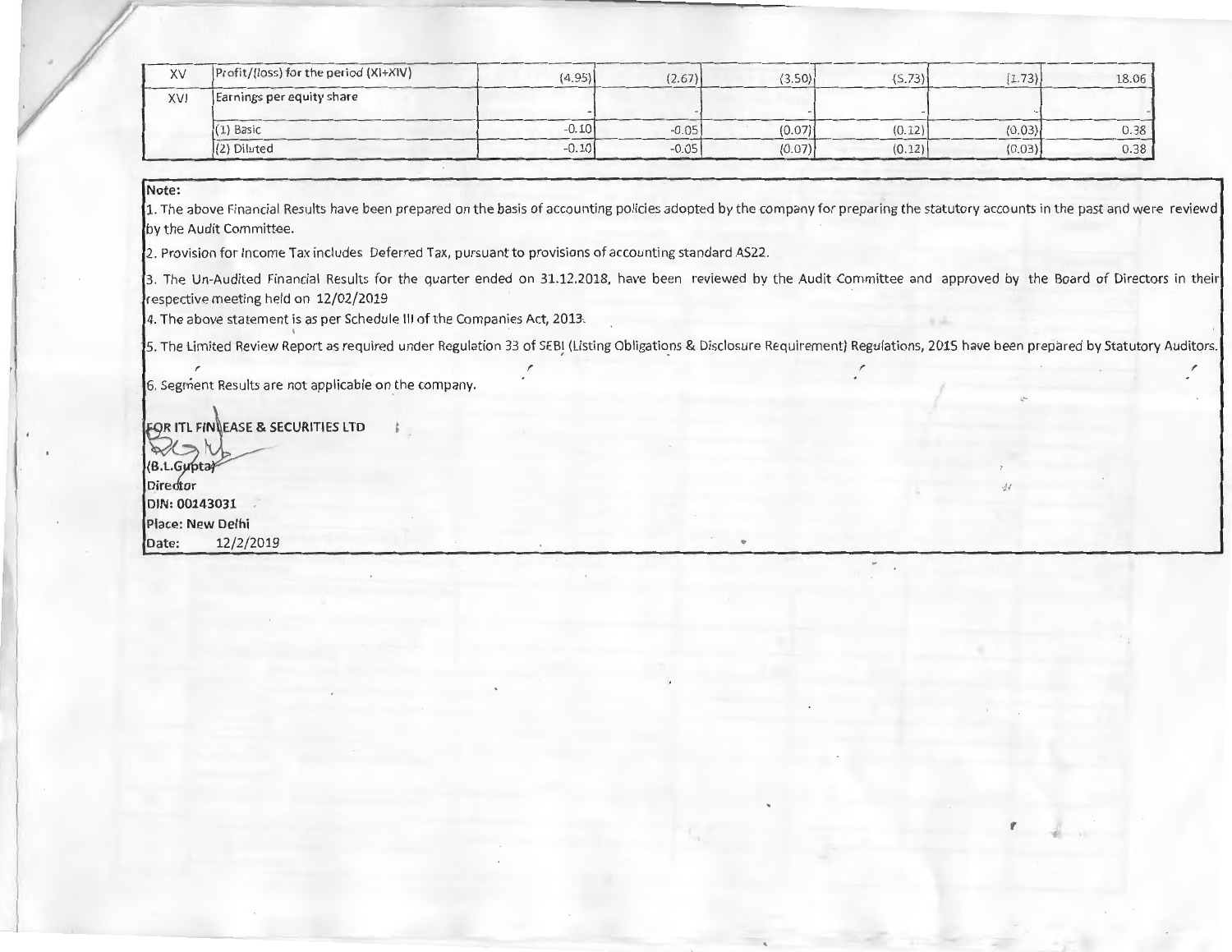| XV | Profit/(loss) for the period (XI+XIV) | (4.95) | (2.67) | (3.50) | (5.73) | (1.73) | 18.06 |
|---|---|---|---|---|---|---|---|
| XVI | Earnings per equity share | - | - | - | - | - | - |
| | (1) Basic | -0.10 | -0.05 | (0.07) | (0.12) | (0.03) | 0.38 |
| | (2) Diluted | -0.10 | -0.05 | (0.07) | (0.12) | (0.03) | 0.38 |

**Note:**

1. The above Financial Results have been prepared on the basis of accounting policies adopted by the company for preparing the statutory accounts in the past and were reviewd by the Audit Committee.

2. Provision for Income Tax includes Deferred Tax, pursuant to provisions of accounting standard AS22.

3. The Un-Audited Financial Results for the quarter ended on 31.12.2018, have been reviewed by the Audit Committee and approved by the Board of Directors in their respective meeting held on 12/02/2019

4. The above statement is as per Schedule III of the Companies Act, 2013.

5. The Limited Review Report as required under Regulation 33 of SEBI (Listing Obligations & Disclosure Requirement) Regulations, 2015 have been prepared by Statutory Auditors.

6. Segment Results are not applicable on the company.

**FOR ITL FINLEASE & SECURITIES LTD**

**(B.L.Gupta)**
**Director**
**DIN: 00143031**
**Place: New Delhi**
**Date:** 12/2/2019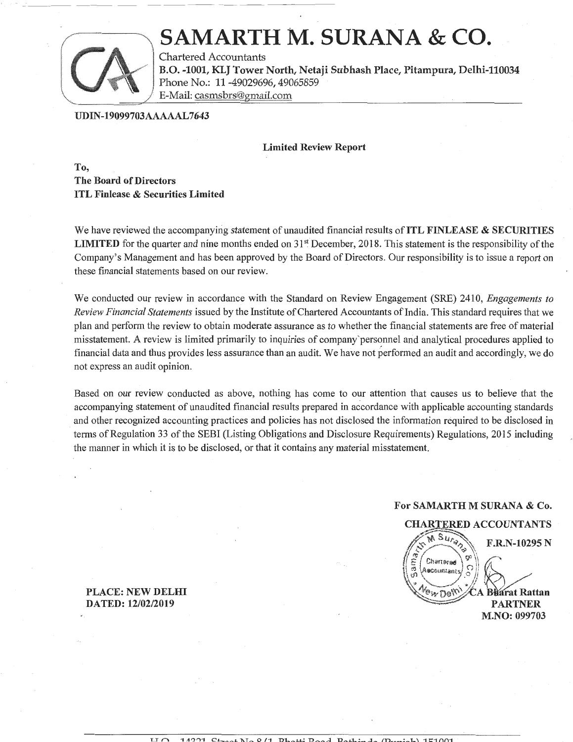# SAMARTH M. SURANA & CO.

Chartered Accountants
**B.O. -1001, KLJ Tower North, Netaji Subhash Place, Pitampura, Delhi-110034**
Phone No.: 11 -49029696, 49065859
E-Mail: casmsbrs@gmail.com

**UDIN-19099703AAAAAL7643**

**Limited Review Report**

**To,**
**The Board of Directors**
**ITL Finlease & Securities Limited**

We have reviewed the accompanying statement of unaudited financial results of **ITL FINLEASE & SECURITIES LIMITED** for the quarter and nine months ended on 31st December, 2018. This statement is the responsibility of the Company's Management and has been approved by the Board of Directors. Our responsibility is to issue a report on these financial statements based on our review.

We conducted our review in accordance with the Standard on Review Engagement (SRE) 2410, *Engagements to Review Financial Statements* issued by the Institute of Chartered Accountants of India. This standard requires that we plan and perform the review to obtain moderate assurance as to whether the financial statements are free of material misstatement. A review is limited primarily to inquiries of company personnel and analytical procedures applied to financial data and thus provides less assurance than an audit. We have not performed an audit and accordingly, we do not express an audit opinion.

Based on our review conducted as above, nothing has come to our attention that causes us to believe that the accompanying statement of unaudited financial results prepared in accordance with applicable accounting standards and other recognized accounting practices and policies has not disclosed the information required to be disclosed in terms of Regulation 33 of the SEBI (Listing Obligations and Disclosure Requirements) Regulations, 2015 including the manner in which it is to be disclosed, or that it contains any material misstatement.

**For SAMARTH M SURANA & Co.**
**CHARTERED ACCOUNTANTS**
**F.R.N-10295 N**

**CA Bharat Rattan**
**PARTNER**
**M.NO: 099703**

**PLACE: NEW DELHI**
**DATED: 12/02/2019**